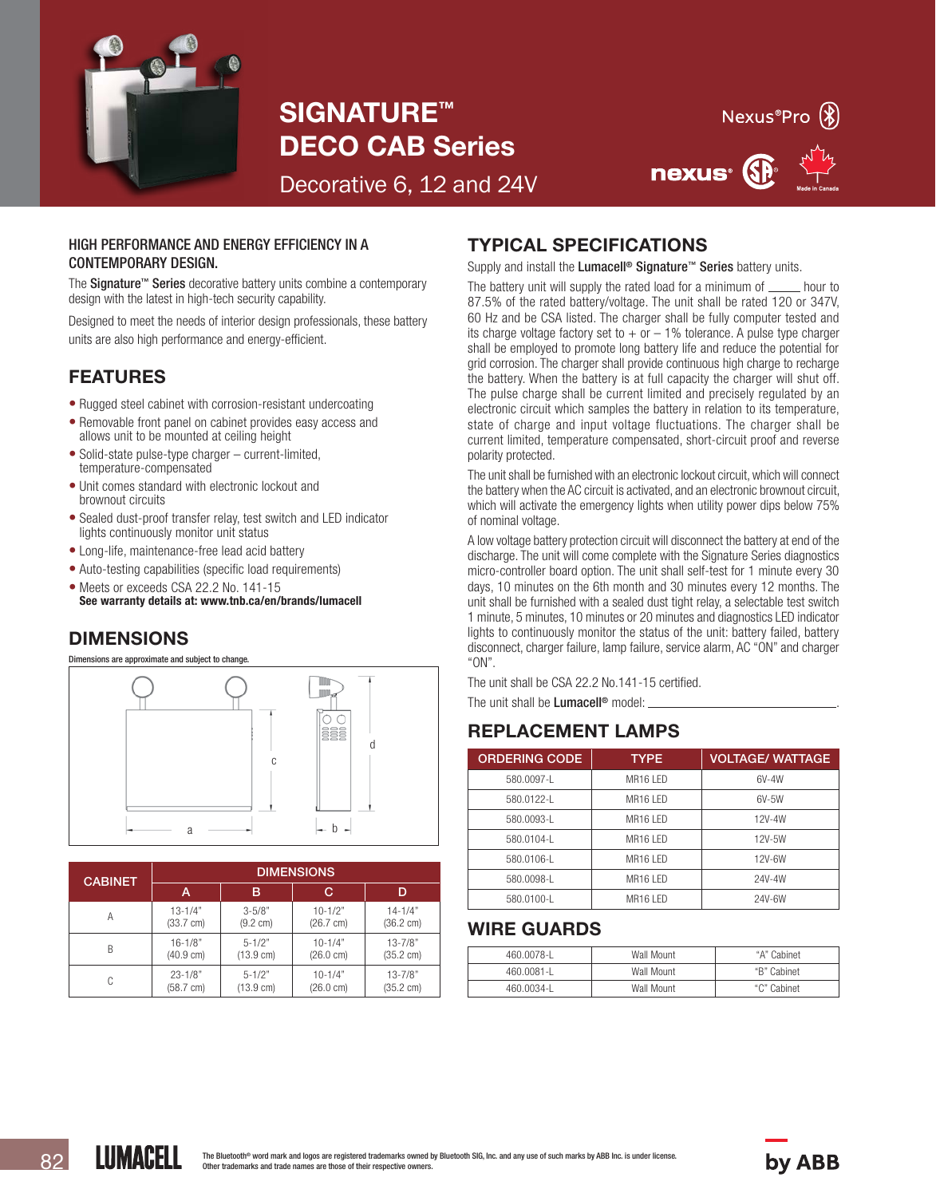# SIGNATURE™ DECO CAB Series

Decorative 6, 12 and 24V

Nexus®Pro

nexus®

Made in Canada

### HIGH PERFORMANCE AND ENERGY EFFICIENCY IN A CONTEMPORARY DESIGN.

The **Signature™ Series** decorative battery units combine a contemporary design with the latest in high-tech security capability.

Designed to meet the needs of interior design professionals, these battery units are also high performance and energy-efficient.

## FEATURES

- Rugged steel cabinet with corrosion-resistant undercoating
- Removable front panel on cabinet provides easy access and allows unit to be mounted at ceiling height
- Solid-state pulse-type charger – current-limited, temperature-compensated
- Unit comes standard with electronic lockout and brownout circuits
- Sealed dust-proof transfer relay, test switch and LED indicator lights continuously monitor unit status
- Long-life, maintenance-free lead acid battery
- Auto-testing capabilities (specific load requirements)
- Meets or exceeds CSA 22.2 No. 141-15
  **See warranty details at: www.tnb.ca/en/brands/lumacell**

## DIMENSIONS

Dimensions are approximate and subject to change.

| CABINET | DIMENSIONS | | | |
|---|---|---|---|---|
| | A | B | C | D |
| A | 13-1/4" (33.7 cm) | 3-5/8" (9.2 cm) | 10-1/2" (26.7 cm) | 14-1/4" (36.2 cm) |
| B | 16-1/8" (40.9 cm) | 5-1/2" (13.9 cm) | 10-1/4" (26.0 cm) | 13-7/8" (35.2 cm) |
| C | 23-1/8" (58.7 cm) | 5-1/2" (13.9 cm) | 10-1/4" (26.0 cm) | 13-7/8" (35.2 cm) |

## TYPICAL SPECIFICATIONS

Supply and install the **Lumacell® Signature™ Series** battery units.

The battery unit will supply the rated load for a minimum of _____ hour to 87.5% of the rated battery/voltage. The unit shall be rated 120 or 347V, 60 Hz and be CSA listed. The charger shall be fully computer tested and its charge voltage factory set to + or – 1% tolerance. A pulse type charger shall be employed to promote long battery life and reduce the potential for grid corrosion. The charger shall provide continuous high charge to recharge the battery. When the battery is at full capacity the charger will shut off. The pulse charge shall be current limited and precisely regulated by an electronic circuit which samples the battery in relation to its temperature, state of charge and input voltage fluctuations. The charger shall be current limited, temperature compensated, short-circuit proof and reverse polarity protected.

The unit shall be furnished with an electronic lockout circuit, which will connect the battery when the AC circuit is activated, and an electronic brownout circuit, which will activate the emergency lights when utility power dips below 75% of nominal voltage.

A low voltage battery protection circuit will disconnect the battery at end of the discharge. The unit will come complete with the Signature Series diagnostics micro-controller board option. The unit shall self-test for 1 minute every 30 days, 10 minutes on the 6th month and 30 minutes every 12 months. The unit shall be furnished with a sealed dust tight relay, a selectable test switch 1 minute, 5 minutes, 10 minutes or 20 minutes and diagnostics LED indicator lights to continuously monitor the status of the unit: battery failed, battery disconnect, charger failure, lamp failure, service alarm, AC "ON" and charger "ON".

The unit shall be CSA 22.2 No.141-15 certified.

The unit shall be **Lumacell®** model: ______________________.

## REPLACEMENT LAMPS

| ORDERING CODE | TYPE | VOLTAGE/ WATTAGE |
|---|---|---|
| 580.0097-L | MR16 LED | 6V-4W |
| 580.0122-L | MR16 LED | 6V-5W |
| 580.0093-L | MR16 LED | 12V-4W |
| 580.0104-L | MR16 LED | 12V-5W |
| 580.0106-L | MR16 LED | 12V-6W |
| 580.0098-L | MR16 LED | 24V-4W |
| 580.0100-L | MR16 LED | 24V-6W |

## WIRE GUARDS

| | | |
|---|---|---|
| 460.0078-L | Wall Mount | "A" Cabinet |
| 460.0081-L | Wall Mount | "B" Cabinet |
| 460.0034-L | Wall Mount | "C" Cabinet |

The Bluetooth® word mark and logos are registered trademarks owned by Bluetooth SIG, Inc. and any use of such marks by ABB Inc. is under license. Other trademarks and trade names are those of their respective owners.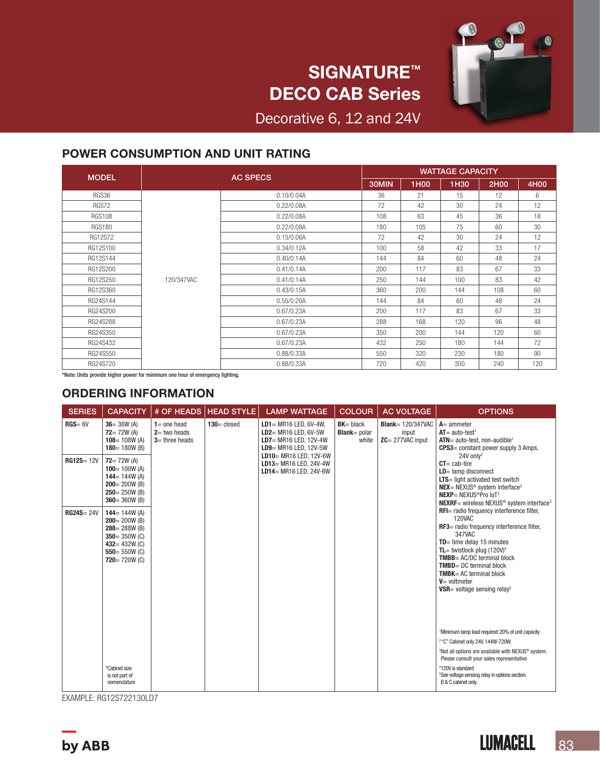# SIGNATURE™ DECO CAB Series

Decorative 6, 12 and 24V

## POWER CONSUMPTION AND UNIT RATING

| MODEL | AC SPECS | | WATTAGE CAPACITY | | | | |
|---|---|---|---|---|---|---|---|
| | | | 30MIN | 1H00 | 1H30 | 2H00 | 4H00 |
| RGS36 | 120/347VAC | 0.10/0.04A | 36 | 21 | 15 | 12 | 6 |
| RGS72 | | 0.22/0.08A | 72 | 42 | 30 | 24 | 12 |
| RGS108 | | 0.22/0.08A | 108 | 63 | 45 | 36 | 18 |
| RGS180 | | 0.22/0.08A | 180 | 105 | 75 | 60 | 30 |
| RG12S72 | | 0.15/0.06A | 72 | 42 | 30 | 24 | 12 |
| RG12S100 | | 0.34/0.12A | 100 | 58 | 42 | 33 | 17 |
| RG12S144 | | 0.40/0.14A | 144 | 84 | 60 | 48 | 24 |
| RG12S200 | | 0.41/0.14A | 200 | 117 | 83 | 67 | 33 |
| RG12S250 | | 0.41/0.14A | 250 | 144 | 100 | 83 | 42 |
| RG12S360 | | 0.43/0.15A | 360 | 200 | 144 | 108 | 60 |
| RG24S144 | | 0.55/0.20A | 144 | 84 | 60 | 48 | 24 |
| RG24S200 | | 0.67/0.23A | 200 | 117 | 83 | 67 | 33 |
| RG24S288 | | 0.67/0.23A | 288 | 168 | 120 | 96 | 48 |
| RG24S350 | | 0.67/0.23A | 350 | 200 | 144 | 120 | 60 |
| RG24S432 | | 0.67/0.23A | 432 | 250 | 180 | 144 | 72 |
| RG24S550 | | 0.88/0.33A | 550 | 320 | 230 | 180 | 90 |
| RG24S720 | | 0.88/0.33A | 720 | 420 | 300 | 240 | 120 |

*Note: Units provide higher power for minimum one hour of emergency lighting.

## ORDERING INFORMATION

| SERIES | CAPACITY | # OF HEADS | HEAD STYLE | LAMP WATTAGE | COLOUR | AC VOLTAGE | OPTIONS |
|---|---|---|---|---|---|---|---|
| **RGS**= 6V | **36**= 36W (A)<br>**72**= 72W (A)<br>**108**= 108W (A)<br>**180**= 180W (B) | **1**= one head<br>**2**= two heads<br>**3**= three heads | **130**= closed | **LD1**= MR16 LED, 6V-4W,<br>**LD2**= MR16 LED, 6V-5W<br>**LD7**= MR16 LED, 12V-4W<br>**LD9**= MR16 LED, 12V-5W<br>**LD10**= MR16 LED, 12V-6W<br>**LD13**= MR16 LED, 24V-4W<br>**LD14**= MR16 LED, 24V-6W | **BK**= black<br>**Blank**= polar white | **Blank**= 120/347VAC input<br>**ZC**= 277VAC input | **A**= ammeter<br>**AT**= auto-test[1]<br>**ATN**= auto-test, non-audible[1]<br>**CPS3**= constant power supply 3 Amps, 24V only[2]<br>**CT**= cab-tire<br>**LD**= lamp disconnect<br>**LTS**= light activated test switch<br>**NEX**= NEXUS® system interface[3]<br>**NEXP**= NEXUS®Pro IoT[3]<br>**NEXRF**= wireless NEXUS® system interface[3]<br>**RFI**= radio frequency interference filter, 120VAC<br>**RF3**= radio frequency interference filter, 347VAC<br>**TD**= time delay 15 minutes<br>**TL**= twistlock plug (120V)[4]<br>**TMBB**= AC/DC terminal block<br>**TMBD**= DC terminal block<br>**TMBK**= AC terminal block<br>**V**= voltmeter<br>**VSR**= voltage sensing relay[5] |
| **RG12S**= 12V | **72**= 72W (A)<br>**100**= 100W (A)<br>**144**= 144W (A)<br>**200**= 200W (B)<br>**250**= 250W (B)<br>**360**= 360W (B) | | | | | | |
| **RG24S**= 24V | **144**= 144W (A)<br>**200**= 200W (B)<br>**288**= 288W (B)<br>**350**= 350W (C)<br>**432**= 432W (C)<br>**550**= 550W (C)<br>**720**= 720W (C)<br><br>*Cabinet size is not part of nomenclature | | | | | | [1]Minimum lamp load required: 20% of unit capacity<br>[2]"C" Cabinet only 24V, 144W-720W.<br>[3]Not all options are available with NEXUS® system. Please consult your sales representative<br>[4]120V is standard<br>[5]See voltage sensing relay in options section. B & C cabinet only. |

EXAMPLE: RG12S722130LD7